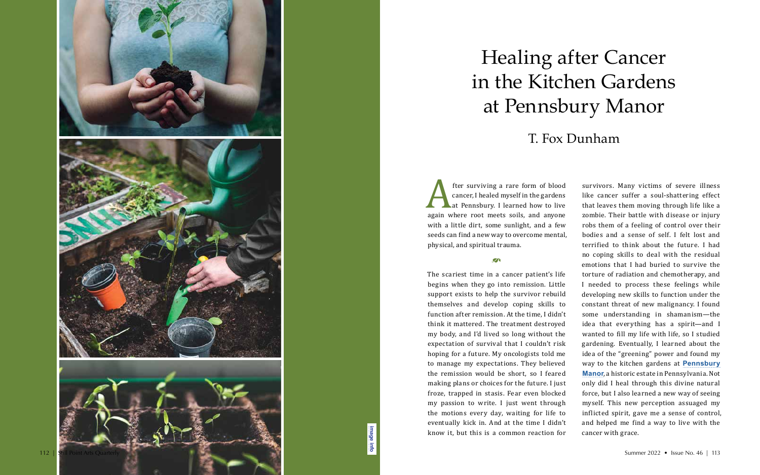# Healing after Cancer in the Kitchen Gardens at Pennsbury Manor

## T. Fox Dunham

After surviving a rare form of blood cancer, I healed myself in the gardens at Pennsbury. I learned how to live again where root meets soils, and anyone with a little dirt, some sunlight, and a few seeds can find a new way to overcome mental, physical, and spiritual trauma.

The scariest time in a cancer patient's life begins when they go into remission. Little support exists to help the survivor rebuild themselves and develop coping skills to function after remission. At the time, I didn't think it mattered. The treatment destroyed my body, and I'd lived so long without the expectation of survival that I couldn't risk hoping for a future. My oncologists told me to manage my expectations. They believed the remission would be short, so I feared making plans or choices for the future. I just froze, trapped in stasis. Fear even blocked my passion to write. I just went through the motions every day, waiting for life to eventually kick in. And at the time I didn't know it, but this is a common reaction for survivors. Many victims of severe illness like cancer suffer a soul-shattering effect that leaves them moving through life like a zombie. Their battle with disease or injury robs them of a feeling of control over their bodies and a sense of self. I felt lost and terrified to think about the future. I had no coping skills to deal with the residual emotions that I had buried to survive the torture of radiation and chemotherapy, and I needed to process these feelings while developing new skills to function under the constant threat of new malignancy. I found some understanding in shamanism—the idea that everything has a spirit—and I wanted to fill my life with life, so I studied gardening. Eventually, I learned about the idea of the "greening" power and found my way to the kitchen gardens at **Pennsbury Manor**, a historic estate in Pennsylvania. Not only did I heal through this divine natural force, but I also learned a new way of seeing myself. This new perception assuaged my inflicted spirit, gave me a sense of control, and helped me find a way to live with the cancer with grace.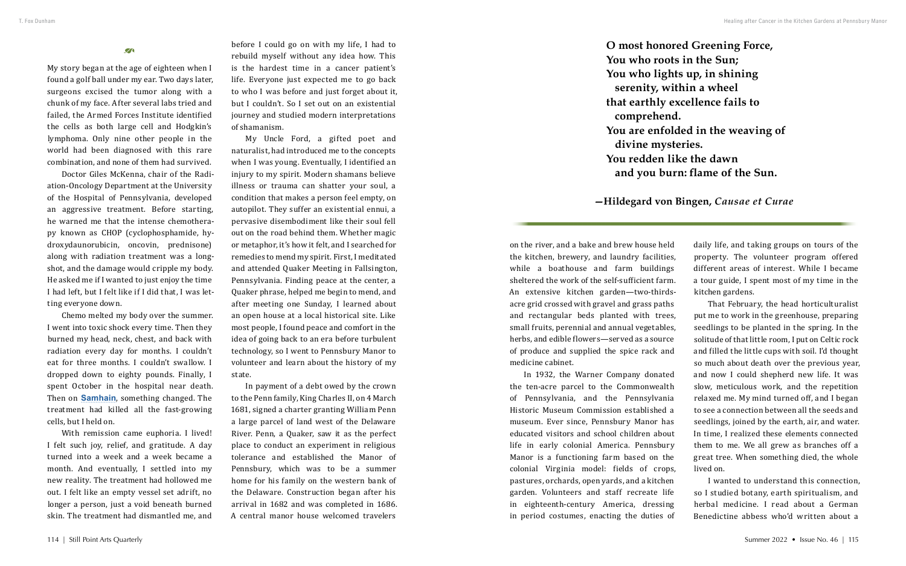My story began at the age of eighteen when I found a golf ball under my ear. Two days later, surgeons excised the tumor along with a chunk of my face. After several labs tried and failed, the Armed Forces Institute identified the cells as both large cell and Hodgkin's lymphoma. Only nine other people in the world had been diagnosed with this rare combination, and none of them had survived.

Doctor Giles McKenna, chair of the Radiation-Oncology Department at the University of the Hospital of Pennsylvania, developed an aggressive treatment. Before starting, he warned me that the intense chemotherapy known as CHOP (cyclophosphamide, hydroxydaunorubicin, oncovin, prednisone) along with radiation treatment was a longshot, and the damage would cripple my body. He asked me if I wanted to just enjoy the time I had left, but I felt like if I did that, I was letting everyone down.

Chemo melted my body over the summer. I went into toxic shock every time. Then they burned my head, neck, chest, and back with radiation every day for months. I couldn't eat for three months. I couldn't swallow. I dropped down to eighty pounds. Finally, I spent October in the hospital near death. Then on **Samhain**, something changed. The treatment had killed all the fast-growing cells, but I held on.

With remission came euphoria. I lived! I felt such joy, relief, and gratitude. A day turned into a week and a week became a month. And eventually, I settled into my new reality. The treatment had hollowed me out. I felt like an empty vessel set adrift, no longer a person, just a void beneath burned skin. The treatment had dismantled me, and before I could go on with my life, I had to rebuild myself without any idea how. This is the hardest time in a cancer patient's life. Everyone just expected me to go back to who I was before and just forget about it, but I couldn't. So I set out on an existential journey and studied modern interpretations of shamanism.

My Uncle Ford, a gifted poet and naturalist, had introduced me to the concepts when I was young. Eventually, I identified an injury to my spirit. Modern shamans believe illness or trauma can shatter your soul, a condition that makes a person feel empty, on autopilot. They suffer an existential ennui, a pervasive disembodiment like their soul fell out on the road behind them. Whether magic or metaphor, it's how it felt, and I searched for remedies to mend my spirit. First, I meditated and attended Quaker Meeting in Fallsington, Pennsylvania. Finding peace at the center, a Quaker phrase, helped me begin to mend, and after meeting one Sunday, I learned about an open house at a local historical site. Like most people, I found peace and comfort in the idea of going back to an era before turbulent technology, so I went to Pennsbury Manor to volunteer and learn about the history of my state.

In payment of a debt owed by the crown to the Penn family, King Charles II, on 4 March 1681, signed a charter granting William Penn a large parcel of land west of the Delaware River. Penn, a Quaker, saw it as the perfect place to conduct an experiment in religious tolerance and established the Manor of Pennsbury, which was to be a summer home for his family on the western bank of the Delaware. Construction began after his arrival in 1682 and was completed in 1686. A central manor house welcomed travelers on the river, and a bake and brew house held the kitchen, brewery, and laundry facilities, while a boathouse and farm buildings sheltered the work of the self-sufficient farm. An extensive kitchen garden—two-thirds-acre grid crossed with gravel and grass paths and rectangular beds planted with trees, small fruits, perennial and annual vegetables, herbs, and edible flowers—served as a source of produce and supplied the spice rack and medicine cabinet.

**O most honored Greening Force,**
**You who roots in the Sun;**
**You who lights up, in shining**
**serenity, within a wheel**
**that earthly excellence fails to**
**comprehend.**
**You are enfolded in the weaving of**
**divine mysteries.**
**You redden like the dawn**
**and you burn: flame of the Sun.**

**—Hildegard von Bingen, *Causae et Curae***

In 1932, the Warner Company donated the ten-acre parcel to the Commonwealth of Pennsylvania, and the Pennsylvania Historic Museum Commission established a museum. Ever since, Pennsbury Manor has educated visitors and school children about life in early colonial America. Pennsbury Manor is a functioning farm based on the colonial Virginia model: fields of crops, pastures, orchards, open yards, and a kitchen garden. Volunteers and staff recreate life in eighteenth-century America, dressing in period costumes, enacting the duties of daily life, and taking groups on tours of the property. The volunteer program offered different areas of interest. While I became a tour guide, I spent most of my time in the kitchen gardens.

That February, the head horticulturalist put me to work in the greenhouse, preparing seedlings to be planted in the spring. In the solitude of that little room, I put on Celtic rock and filled the little cups with soil. I'd thought so much about death over the previous year, and now I could shepherd new life. It was slow, meticulous work, and the repetition relaxed me. My mind turned off, and I began to see a connection between all the seeds and seedlings, joined by the earth, air, and water. In time, I realized these elements connected them to me. We all grew as branches off a great tree. When something died, the whole lived on.

I wanted to understand this connection, so I studied botany, earth spiritualism, and herbal medicine. I read about a German Benedictine abbess who'd written about a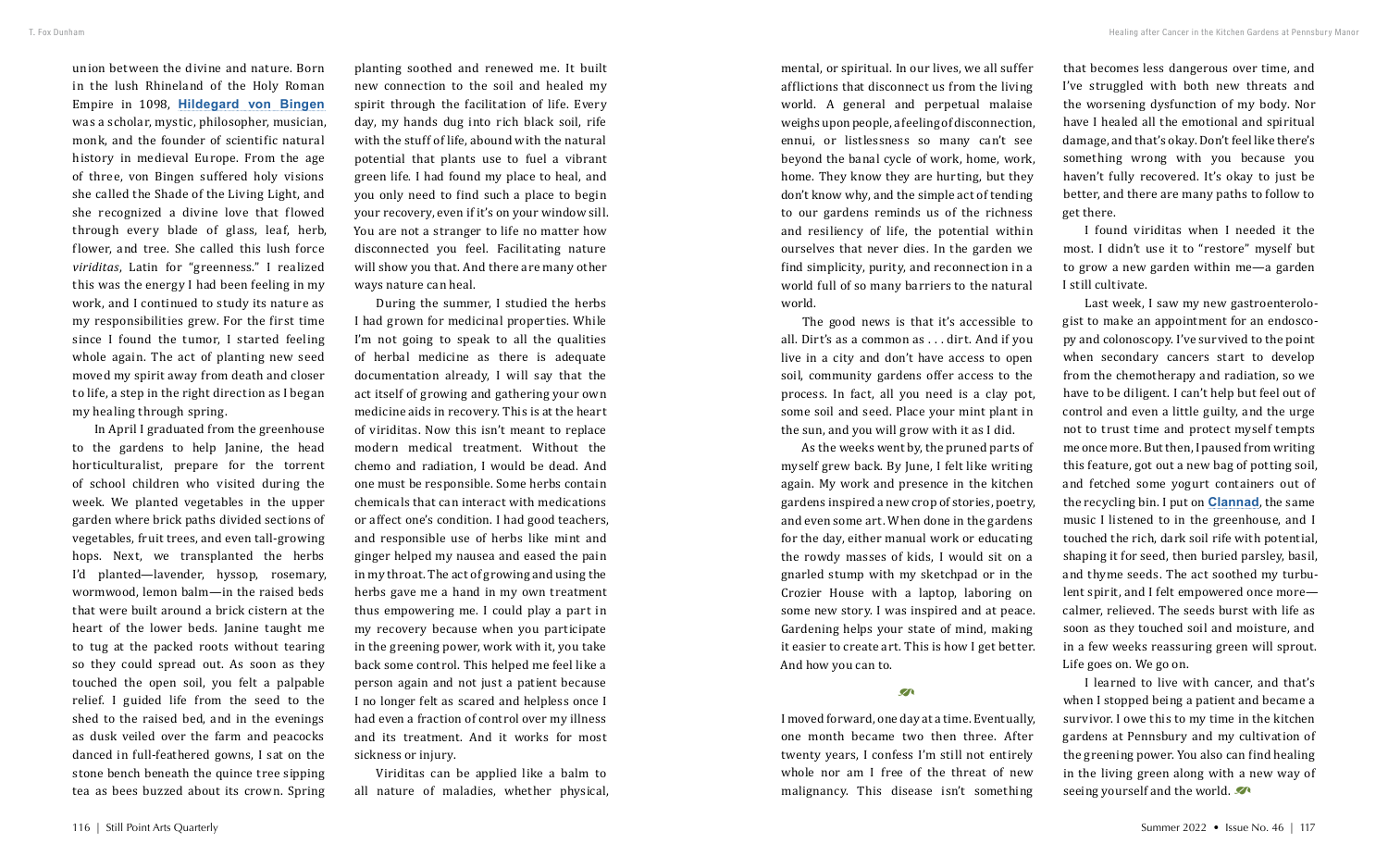union between the divine and nature. Born in the lush Rhineland of the Holy Roman Empire in 1098, **Hildegard von Bingen** was a scholar, mystic, philosopher, musician, monk, and the founder of scientific natural history in medieval Europe. From the age of three, von Bingen suffered holy visions she called the Shade of the Living Light, and she recognized a divine love that flowed through every blade of glass, leaf, herb, flower, and tree. She called this lush force *viriditas*, Latin for "greenness." I realized this was the energy I had been feeling in my work, and I continued to study its nature as my responsibilities grew. For the first time since I found the tumor, I started feeling whole again. The act of planting new seed moved my spirit away from death and closer to life, a step in the right direction as I began my healing through spring.

In April I graduated from the greenhouse to the gardens to help Janine, the head horticulturalist, prepare for the torrent of school children who visited during the week. We planted vegetables in the upper garden where brick paths divided sections of vegetables, fruit trees, and even tall-growing hops. Next, we transplanted the herbs I'd planted—lavender, hyssop, rosemary, wormwood, lemon balm—in the raised beds that were built around a brick cistern at the heart of the lower beds. Janine taught me to tug at the packed roots without tearing so they could spread out. As soon as they touched the open soil, you felt a palpable relief. I guided life from the seed to the shed to the raised bed, and in the evenings as dusk veiled over the farm and peacocks danced in full-feathered gowns, I sat on the stone bench beneath the quince tree sipping tea as bees buzzed about its crown. Spring planting soothed and renewed me. It built new connection to the soil and healed my spirit through the facilitation of life. Every day, my hands dug into rich black soil, rife with the stuff of life, abound with the natural potential that plants use to fuel a vibrant green life. I had found my place to heal, and you only need to find such a place to begin your recovery, even if it's on your window sill. You are not a stranger to life no matter how disconnected you feel. Facilitating nature will show you that. And there are many other ways nature can heal.

During the summer, I studied the herbs I had grown for medicinal properties. While I'm not going to speak to all the qualities of herbal medicine as there is adequate documentation already, I will say that the act itself of growing and gathering your own medicine aids in recovery. This is at the heart of viriditas. Now this isn't meant to replace modern medical treatment. Without the chemo and radiation, I would be dead. And one must be responsible. Some herbs contain chemicals that can interact with medications or affect one's condition. I had good teachers, and responsible use of herbs like mint and ginger helped my nausea and eased the pain in my throat. The act of growing and using the herbs gave me a hand in my own treatment thus empowering me. I could play a part in my recovery because when you participate in the greening power, work with it, you take back some control. This helped me feel like a person again and not just a patient because I no longer felt as scared and helpless once I had even a fraction of control over my illness and its treatment. And it works for most sickness or injury.

Viriditas can be applied like a balm to all nature of maladies, whether physical, mental, or spiritual. In our lives, we all suffer afflictions that disconnect us from the living world. A general and perpetual malaise weighs upon people, a feeling of disconnection, ennui, or listlessness so many can't see beyond the banal cycle of work, home, work, home. They know they are hurting, but they don't know why, and the simple act of tending to our gardens reminds us of the richness and resiliency of life, the potential within ourselves that never dies. In the garden we find simplicity, purity, and reconnection in a world full of so many barriers to the natural world.

The good news is that it's accessible to all. Dirt's as a common as . . . dirt. And if you live in a city and don't have access to open soil, community gardens offer access to the process. In fact, all you need is a clay pot, some soil and seed. Place your mint plant in the sun, and you will grow with it as I did.

As the weeks went by, the pruned parts of myself grew back. By June, I felt like writing again. My work and presence in the kitchen gardens inspired a new crop of stories, poetry, and even some art. When done in the gardens for the day, either manual work or educating the rowdy masses of kids, I would sit on a gnarled stump with my sketchpad or in the Crozier House with a laptop, laboring on some new story. I was inspired and at peace. Gardening helps your state of mind, making it easier to create art. This is how I get better. And how you can to.

I moved forward, one day at a time. Eventually, one month became two then three. After twenty years, I confess I'm still not entirely whole nor am I free of the threat of new malignancy. This disease isn't something that becomes less dangerous over time, and I've struggled with both new threats and the worsening dysfunction of my body. Nor have I healed all the emotional and spiritual damage, and that's okay. Don't feel like there's something wrong with you because you haven't fully recovered. It's okay to just be better, and there are many paths to follow to get there.

I found viriditas when I needed it the most. I didn't use it to "restore" myself but to grow a new garden within me—a garden I still cultivate.

Last week, I saw my new gastroenterologist to make an appointment for an endoscopy and colonoscopy. I've survived to the point when secondary cancers start to develop from the chemotherapy and radiation, so we have to be diligent. I can't help but feel out of control and even a little guilty, and the urge not to trust time and protect myself tempts me once more. But then, I paused from writing this feature, got out a new bag of potting soil, and fetched some yogurt containers out of the recycling bin. I put on **Clannad**, the same music I listened to in the greenhouse, and I touched the rich, dark soil rife with potential, shaping it for seed, then buried parsley, basil, and thyme seeds. The act soothed my turbulent spirit, and I felt empowered once more—calmer, relieved. The seeds burst with life as soon as they touched soil and moisture, and in a few weeks reassuring green will sprout. Life goes on. We go on.

I learned to live with cancer, and that's when I stopped being a patient and became a survivor. I owe this to my time in the kitchen gardens at Pennsbury and my cultivation of the greening power. You also can find healing in the living green along with a new way of seeing yourself and the world.